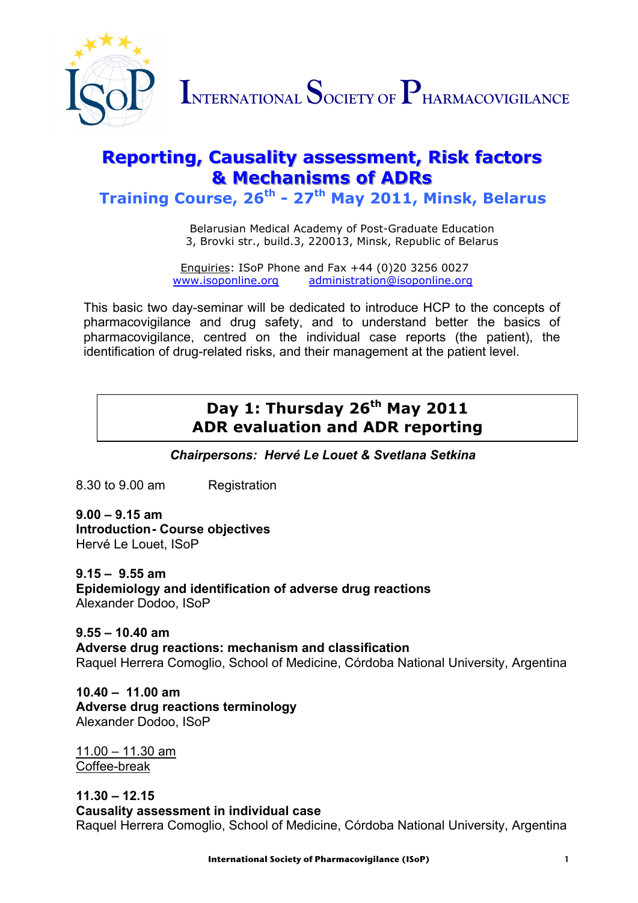# INTERNATIONAL SOCIETY OF PHARMACOVIGILANCE

## Reporting, Causality assessment, Risk factors & Mechanisms of ADRs

### Training Course, 26th - 27th May 2011, Minsk, Belarus

Belarusian Medical Academy of Post-Graduate Education
3, Brovki str., build.3, 220013, Minsk, Republic of Belarus

Enquiries: ISoP Phone and Fax +44 (0)20 3256 0027
www.isoponline.org administration@isoponline.org

This basic two day-seminar will be dedicated to introduce HCP to the concepts of pharmacovigilance and drug safety, and to understand better the basics of pharmacovigilance, centred on the individual case reports (the patient), the identification of drug-related risks, and their management at the patient level.

## Day 1: Thursday 26th May 2011
## ADR evaluation and ADR reporting

***Chairpersons: Hervé Le Louet & Svetlana Setkina***

8.30 to 9.00 am Registration

**9.00 – 9.15 am**
**Introduction - Course objectives**
Hervé Le Louet, ISoP

**9.15 – 9.55 am**
**Epidemiology and identification of adverse drug reactions**
Alexander Dodoo, ISoP

**9.55 – 10.40 am**
**Adverse drug reactions: mechanism and classification**
Raquel Herrera Comoglio, School of Medicine, Córdoba National University, Argentina

**10.40 – 11.00 am**
**Adverse drug reactions terminology**
Alexander Dodoo, ISoP

11.00 – 11.30 am
Coffee-break

**11.30 – 12.15**
**Causality assessment in individual case**
Raquel Herrera Comoglio, School of Medicine, Córdoba National University, Argentina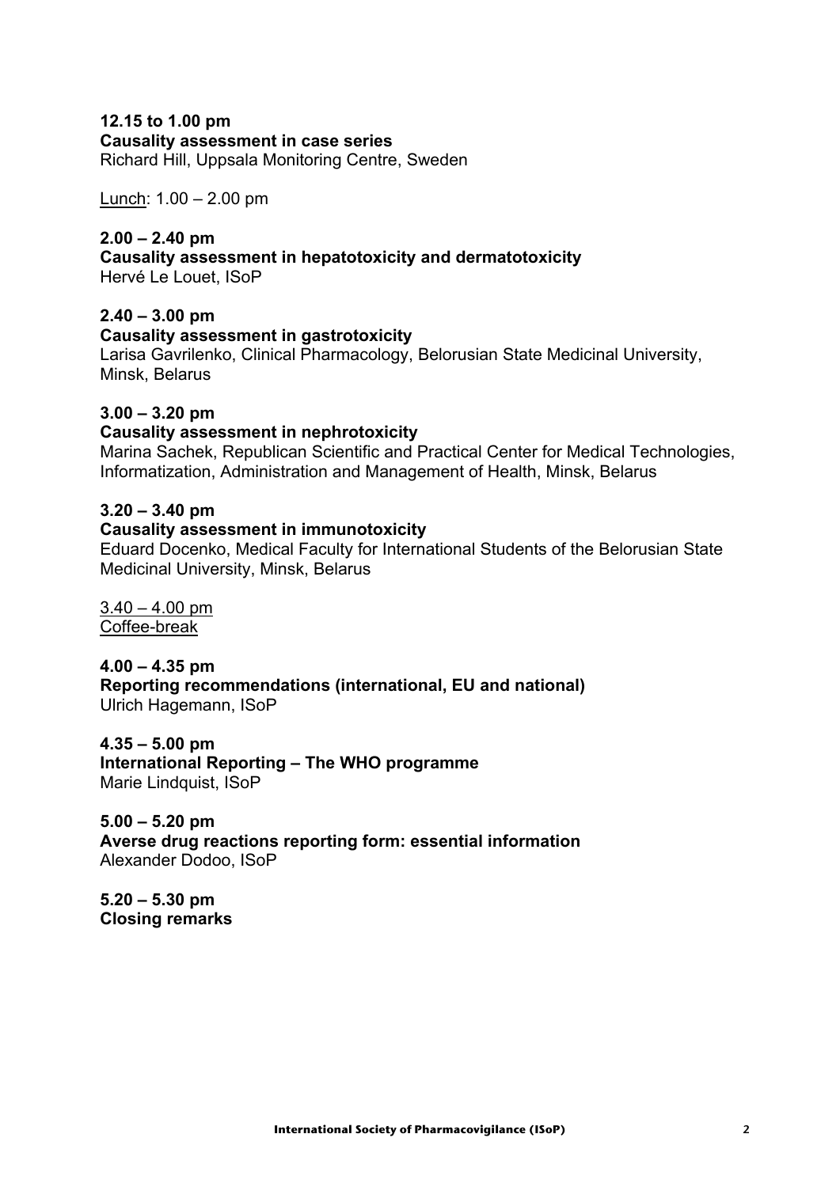**12.15 to 1.00 pm**
**Causality assessment in case series**
Richard Hill, Uppsala Monitoring Centre, Sweden

Lunch: 1.00 – 2.00 pm

**2.00 – 2.40 pm**
**Causality assessment in hepatotoxicity and dermatotoxicity**
Hervé Le Louet, ISoP

**2.40 – 3.00 pm**
**Causality assessment in gastrotoxicity**
Larisa Gavrilenko, Clinical Pharmacology, Belorusian State Medicinal University, Minsk, Belarus

**3.00 – 3.20 pm**
**Causality assessment in nephrotoxicity**
Marina Sachek, Republican Scientific and Practical Center for Medical Technologies, Informatization, Administration and Management of Health, Minsk, Belarus

**3.20 – 3.40 pm**
**Causality assessment in immunotoxicity**
Eduard Docenko, Medical Faculty for International Students of the Belorusian State Medicinal University, Minsk, Belarus

3.40 – 4.00 pm
Coffee-break

**4.00 – 4.35 pm**
**Reporting recommendations (international, EU and national)**
Ulrich Hagemann, ISoP

**4.35 – 5.00 pm**
**International Reporting – The WHO programme**
Marie Lindquist, ISoP

**5.00 – 5.20 pm**
**Averse drug reactions reporting form: essential information**
Alexander Dodoo, ISoP

**5.20 – 5.30 pm**
**Closing remarks**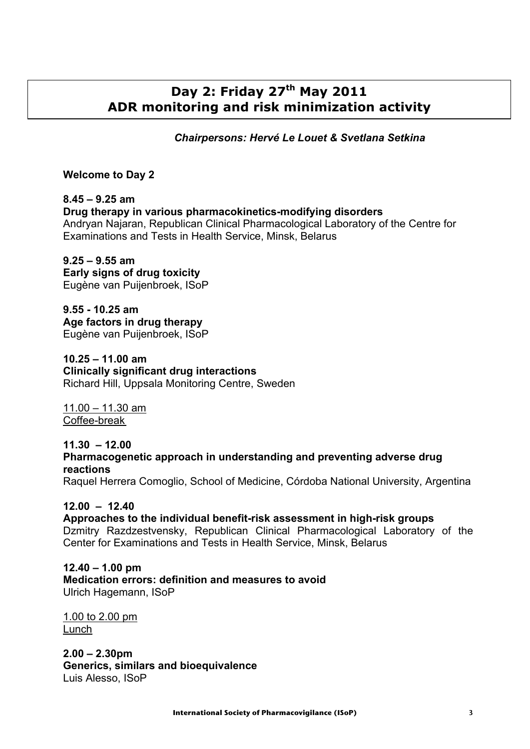# Day 2: Friday 27th May 2011
# ADR monitoring and risk minimization activity

***Chairpersons: Hervé Le Louet & Svetlana Setkina***

**Welcome to Day 2**

**8.45 – 9.25 am**
**Drug therapy in various pharmacokinetics-modifying disorders**
Andryan Najaran, Republican Clinical Pharmacological Laboratory of the Centre for Examinations and Tests in Health Service, Minsk, Belarus

**9.25 – 9.55 am**
**Early signs of drug toxicity**
Eugène van Puijenbroek, ISoP

**9.55 - 10.25 am**
**Age factors in drug therapy**
Eugène van Puijenbroek, ISoP

**10.25 – 11.00 am**
**Clinically significant drug interactions**
Richard Hill, Uppsala Monitoring Centre, Sweden

11.00 – 11.30 am
Coffee-break

**11.30 – 12.00**
**Pharmacogenetic approach in understanding and preventing adverse drug reactions**
Raquel Herrera Comoglio, School of Medicine, Córdoba National University, Argentina

**12.00 – 12.40**
**Approaches to the individual benefit-risk assessment in high-risk groups**
Dzmitry Razdzestvensky, Republican Clinical Pharmacological Laboratory of the Center for Examinations and Tests in Health Service, Minsk, Belarus

**12.40 – 1.00 pm**
**Medication errors: definition and measures to avoid**
Ulrich Hagemann, ISoP

1.00 to 2.00 pm
Lunch

**2.00 – 2.30pm**
**Generics, similars and bioequivalence**
Luis Alesso, ISoP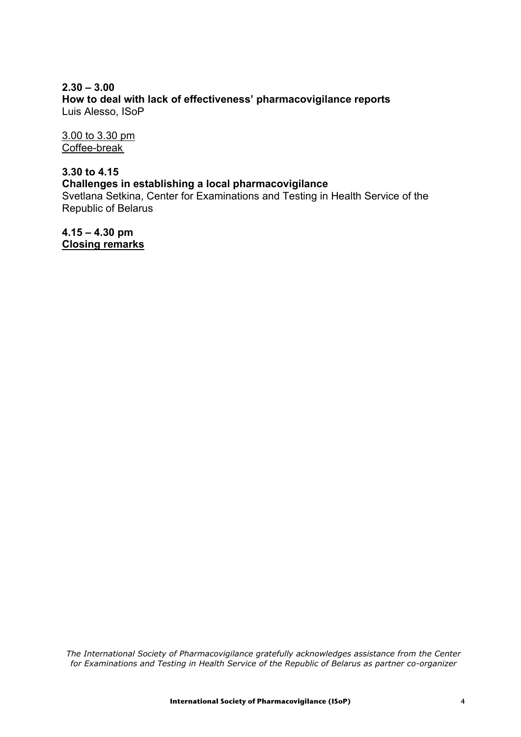**2.30 – 3.00**
**How to deal with lack of effectiveness' pharmacovigilance reports**
Luis Alesso, ISoP

3.00 to 3.30 pm
Coffee-break

**3.30 to 4.15**
**Challenges in establishing a local pharmacovigilance**
Svetlana Setkina, Center for Examinations and Testing in Health Service of the Republic of Belarus

**4.15 – 4.30 pm**
**Closing remarks**

*The International Society of Pharmacovigilance gratefully acknowledges assistance from the Center for Examinations and Testing in Health Service of the Republic of Belarus as partner co-organizer*